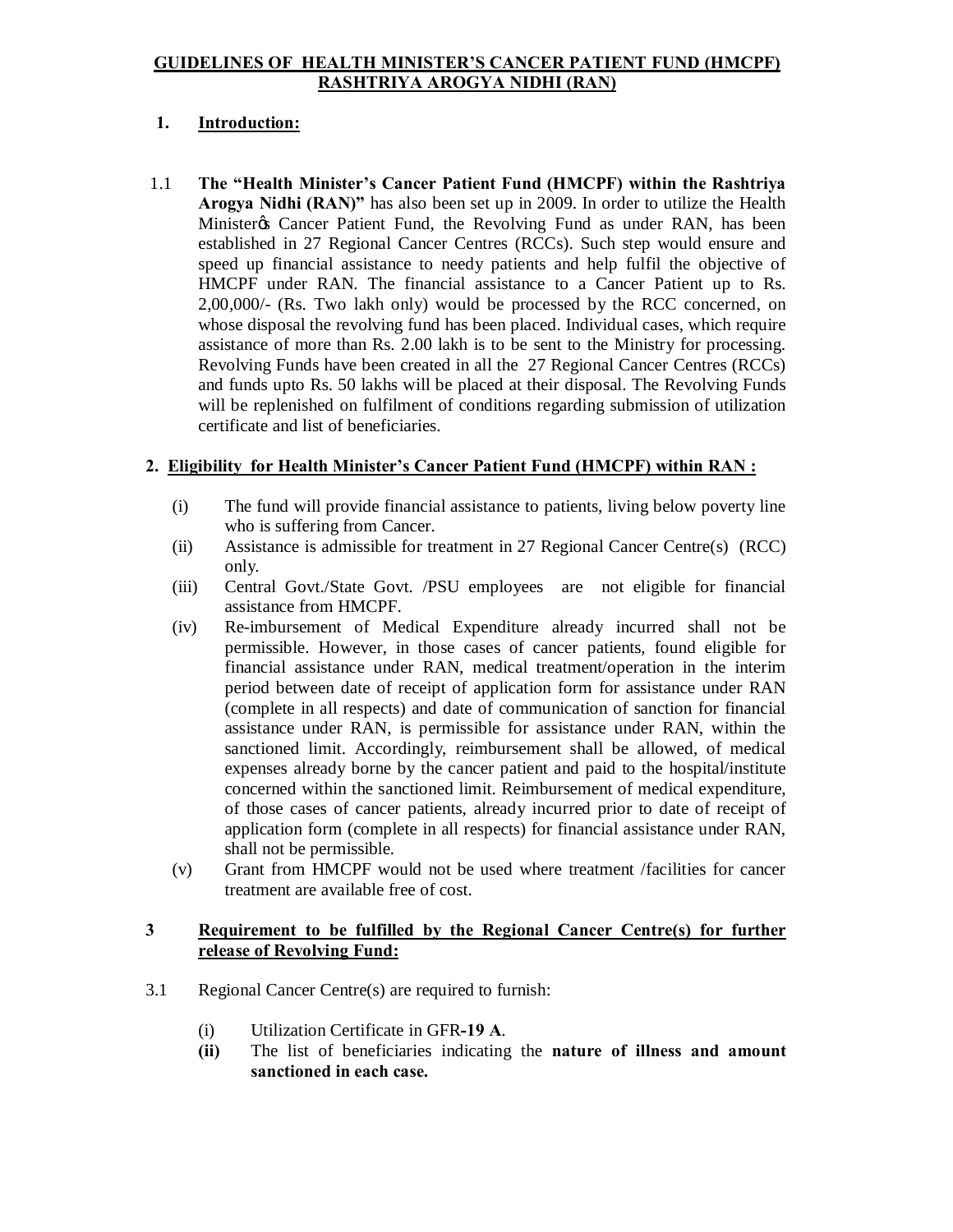# GUIDELINES OF HEALTH MINISTER'S CANCER PATIENT FUND (HMCPF) RASHTRIYA AROGYA NIDHI (RAN)

## 1. Introduction:

1.1 **The "Health Minister's Cancer Patient Fund (HMCPF) within the Rashtriya Arogya Nidhi (RAN)"** has also been set up in 2009. In order to utilize the Health Minister�s Cancer Patient Fund, the Revolving Fund as under RAN, has been established in 27 Regional Cancer Centres (RCCs). Such step would ensure and speed up financial assistance to needy patients and help fulfil the objective of HMCPF under RAN. The financial assistance to a Cancer Patient up to Rs. 2,00,000/- (Rs. Two lakh only) would be processed by the RCC concerned, on whose disposal the revolving fund has been placed. Individual cases, which require assistance of more than Rs. 2.00 lakh is to be sent to the Ministry for processing. Revolving Funds have been created in all the 27 Regional Cancer Centres (RCCs) and funds upto Rs. 50 lakhs will be placed at their disposal. The Revolving Funds will be replenished on fulfilment of conditions regarding submission of utilization certificate and list of beneficiaries.

## 2. Eligibility for Health Minister's Cancer Patient Fund (HMCPF) within RAN :

(i) The fund will provide financial assistance to patients, living below poverty line who is suffering from Cancer.

(ii) Assistance is admissible for treatment in 27 Regional Cancer Centre(s) (RCC) only.

(iii) Central Govt./State Govt. /PSU employees are not eligible for financial assistance from HMCPF.

(iv) Re-imbursement of Medical Expenditure already incurred shall not be permissible. However, in those cases of cancer patients, found eligible for financial assistance under RAN, medical treatment/operation in the interim period between date of receipt of application form for assistance under RAN (complete in all respects) and date of communication of sanction for financial assistance under RAN, is permissible for assistance under RAN, within the sanctioned limit. Accordingly, reimbursement shall be allowed, of medical expenses already borne by the cancer patient and paid to the hospital/institute concerned within the sanctioned limit. Reimbursement of medical expenditure, of those cases of cancer patients, already incurred prior to date of receipt of application form (complete in all respects) for financial assistance under RAN, shall not be permissible.

(v) Grant from HMCPF would not be used where treatment /facilities for cancer treatment are available free of cost.

## 3 Requirement to be fulfilled by the Regional Cancer Centre(s) for further release of Revolving Fund:

3.1 Regional Cancer Centre(s) are required to furnish:

(i) Utilization Certificate in GFR**-19 A**.

**(ii)** The list of beneficiaries indicating the **nature of illness and amount sanctioned in each case.**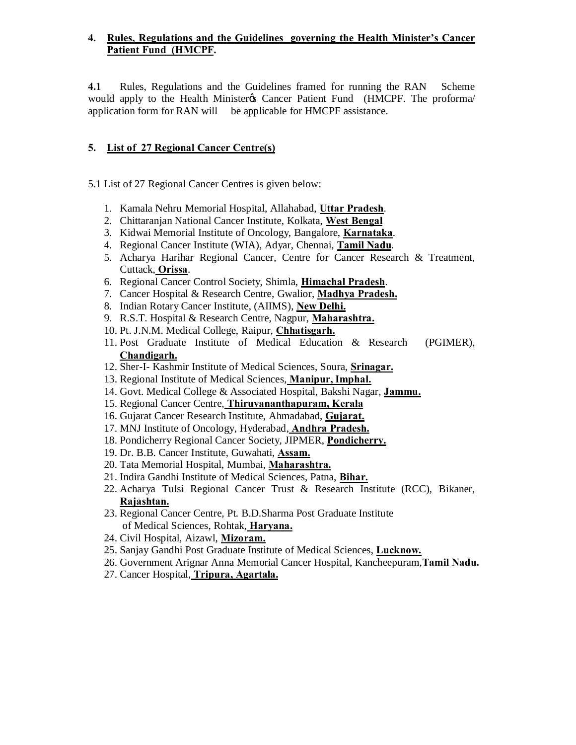## 4. Rules, Regulations and the Guidelines governing the Health Minister's Cancer Patient Fund (HMCPF.

**4.1** Rules, Regulations and the Guidelines framed for running the RAN Scheme would apply to the Health Minister's Cancer Patient Fund (HMCPF. The proforma/ application form for RAN will be applicable for HMCPF assistance.

## 5. List of 27 Regional Cancer Centre(s)

5.1 List of 27 Regional Cancer Centres is given below:

1. Kamala Nehru Memorial Hospital, Allahabad, **Uttar Pradesh**.
2. Chittaranjan National Cancer Institute, Kolkata, **West Bengal**
3. Kidwai Memorial Institute of Oncology, Bangalore, **Karnataka**.
4. Regional Cancer Institute (WIA), Adyar, Chennai, **Tamil Nadu**.
5. Acharya Harihar Regional Cancer, Centre for Cancer Research & Treatment, Cuttack, **Orissa**.
6. Regional Cancer Control Society, Shimla, **Himachal Pradesh**.
7. Cancer Hospital & Research Centre, Gwalior, **Madhya Pradesh.**
8. Indian Rotary Cancer Institute, (AIIMS), **New Delhi.**
9. R.S.T. Hospital & Research Centre, Nagpur, **Maharashtra.**
10. Pt. J.N.M. Medical College, Raipur, **Chhatisgarh.**
11. Post Graduate Institute of Medical Education & Research (PGIMER), **Chandigarh.**
12. Sher-I- Kashmir Institute of Medical Sciences, Soura, **Srinagar.**
13. Regional Institute of Medical Sciences, **Manipur, Imphal.**
14. Govt. Medical College & Associated Hospital, Bakshi Nagar, **Jammu.**
15. Regional Cancer Centre, **Thiruvananthapuram, Kerala**
16. Gujarat Cancer Research Institute, Ahmadabad, **Gujarat.**
17. MNJ Institute of Oncology, Hyderabad, **Andhra Pradesh.**
18. Pondicherry Regional Cancer Society, JIPMER, **Pondicherry.**
19. Dr. B.B. Cancer Institute, Guwahati, **Assam.**
20. Tata Memorial Hospital, Mumbai, **Maharashtra.**
21. Indira Gandhi Institute of Medical Sciences, Patna, **Bihar.**
22. Acharya Tulsi Regional Cancer Trust & Research Institute (RCC), Bikaner, **Rajashtan.**
23. Regional Cancer Centre, Pt. B.D.Sharma Post Graduate Institute of Medical Sciences, Rohtak, **Haryana.**
24. Civil Hospital, Aizawl, **Mizoram.**
25. Sanjay Gandhi Post Graduate Institute of Medical Sciences, **Lucknow.**
26. Government Arignar Anna Memorial Cancer Hospital, Kancheepuram, **Tamil Nadu.**
27. Cancer Hospital, **Tripura, Agartala.**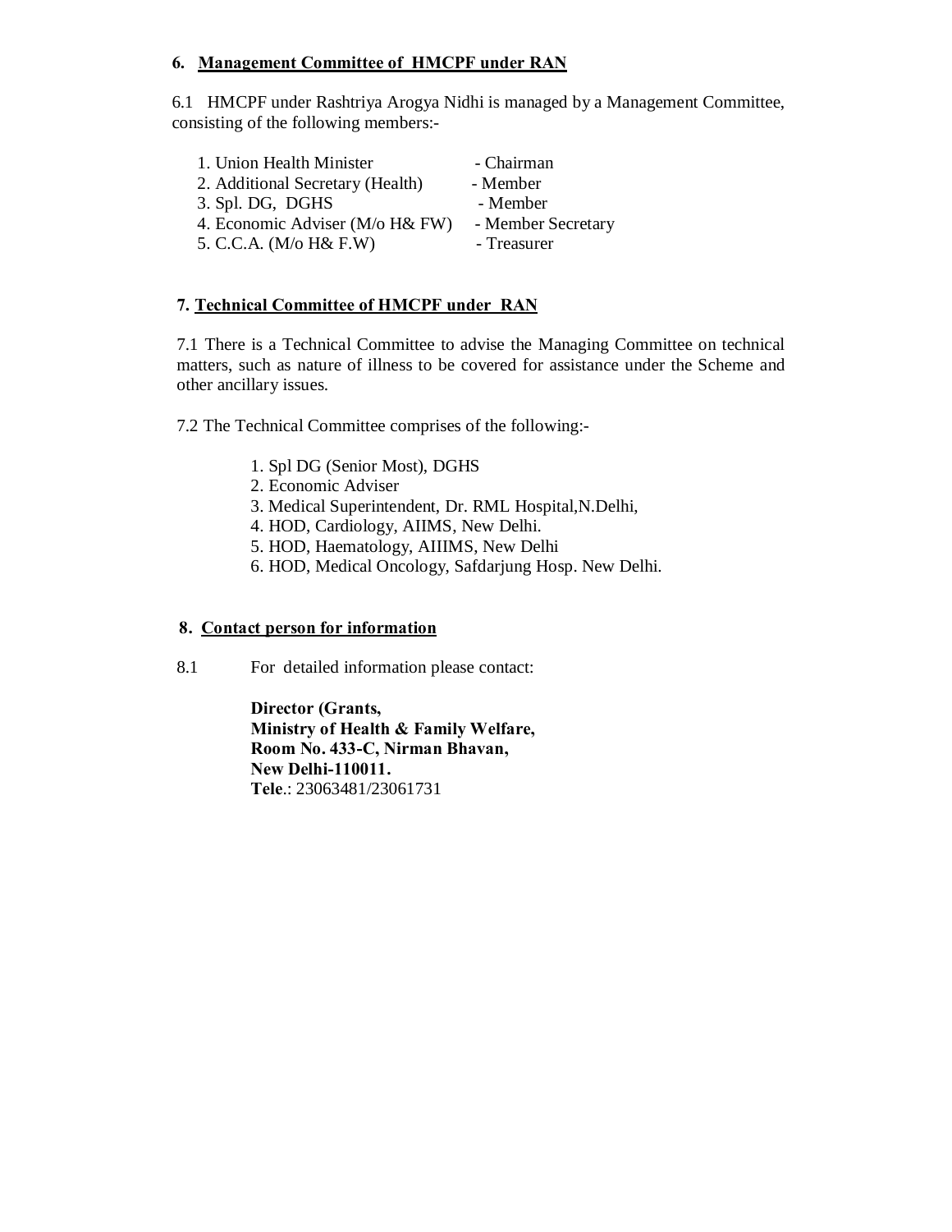## 6. Management Committee of HMCPF under RAN

6.1 HMCPF under Rashtriya Arogya Nidhi is managed by a Management Committee, consisting of the following members:-

1. Union Health Minister - Chairman
2. Additional Secretary (Health) - Member
3. Spl. DG, DGHS - Member
4. Economic Adviser (M/o H& FW) - Member Secretary
5. C.C.A. (M/o H& F.W) - Treasurer

## 7. Technical Committee of HMCPF under RAN

7.1 There is a Technical Committee to advise the Managing Committee on technical matters, such as nature of illness to be covered for assistance under the Scheme and other ancillary issues.

7.2 The Technical Committee comprises of the following:-

1. Spl DG (Senior Most), DGHS
2. Economic Adviser
3. Medical Superintendent, Dr. RML Hospital,N.Delhi,
4. HOD, Cardiology, AIIMS, New Delhi.
5. HOD, Haematology, AIIIMS, New Delhi
6. HOD, Medical Oncology, Safdarjung Hosp. New Delhi.

## 8. Contact person for information

8.1 For detailed information please contact:

**Director (Grants,**
**Ministry of Health & Family Welfare,**
**Room No. 433-C, Nirman Bhavan,**
**New Delhi-110011.**
**Tele**.: 23063481/23061731